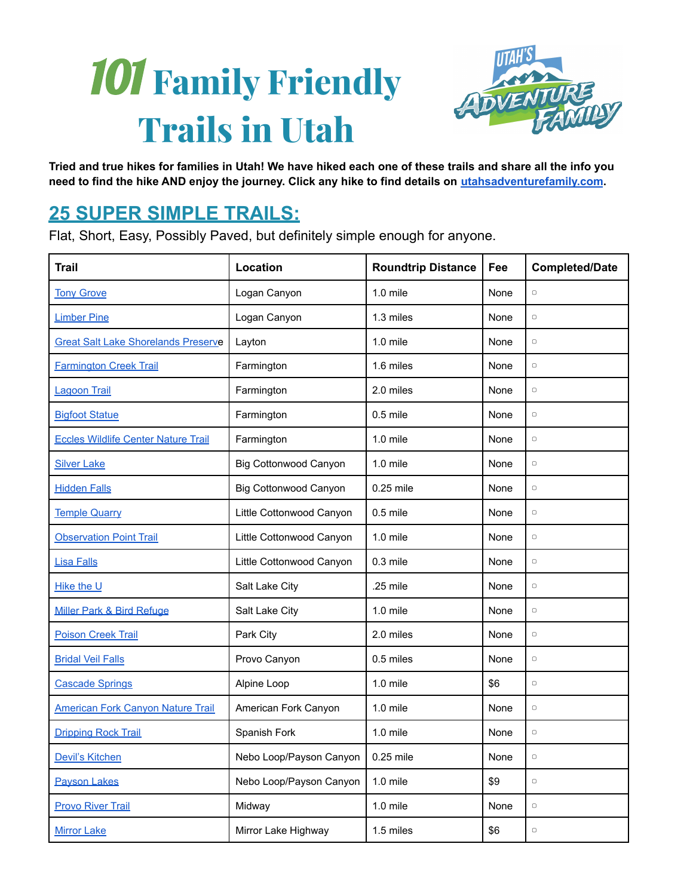# 101 Family Friendly Trails in Utah

**Tried and true hikes for families in Utah! We have hiked each one of these trails and share all the info you need to find the hike AND enjoy the journey. Click any hike to find details on utahsadventurefamily.com.**

## 25 SUPER SIMPLE TRAILS:

Flat, Short, Easy, Possibly Paved, but definitely simple enough for anyone.

| Trail | Location | Roundtrip Distance | Fee | Completed/Date |
|---|---|---|---|---|
| Tony Grove | Logan Canyon | 1.0 mile | None | ▢ |
| Limber Pine | Logan Canyon | 1.3 miles | None | ▢ |
| Great Salt Lake Shorelands Preserve | Layton | 1.0 mile | None | ▢ |
| Farmington Creek Trail | Farmington | 1.6 miles | None | ▢ |
| Lagoon Trail | Farmington | 2.0 miles | None | ▢ |
| Bigfoot Statue | Farmington | 0.5 mile | None | ▢ |
| Eccles Wildlife Center Nature Trail | Farmington | 1.0 mile | None | ▢ |
| Silver Lake | Big Cottonwood Canyon | 1.0 mile | None | ▢ |
| Hidden Falls | Big Cottonwood Canyon | 0.25 mile | None | ▢ |
| Temple Quarry | Little Cottonwood Canyon | 0.5 mile | None | ▢ |
| Observation Point Trail | Little Cottonwood Canyon | 1.0 mile | None | ▢ |
| Lisa Falls | Little Cottonwood Canyon | 0.3 mile | None | ▢ |
| Hike the U | Salt Lake City | .25 mile | None | ▢ |
| Miller Park & Bird Refuge | Salt Lake City | 1.0 mile | None | ▢ |
| Poison Creek Trail | Park City | 2.0 miles | None | ▢ |
| Bridal Veil Falls | Provo Canyon | 0.5 miles | None | ▢ |
| Cascade Springs | Alpine Loop | 1.0 mile | $6 | ▢ |
| American Fork Canyon Nature Trail | American Fork Canyon | 1.0 mile | None | ▢ |
| Dripping Rock Trail | Spanish Fork | 1.0 mile | None | ▢ |
| Devil's Kitchen | Nebo Loop/Payson Canyon | 0.25 mile | None | ▢ |
| Payson Lakes | Nebo Loop/Payson Canyon | 1.0 mile | $9 | ▢ |
| Provo River Trail | Midway | 1.0 mile | None | ▢ |
| Mirror Lake | Mirror Lake Highway | 1.5 miles | $6 | ▢ |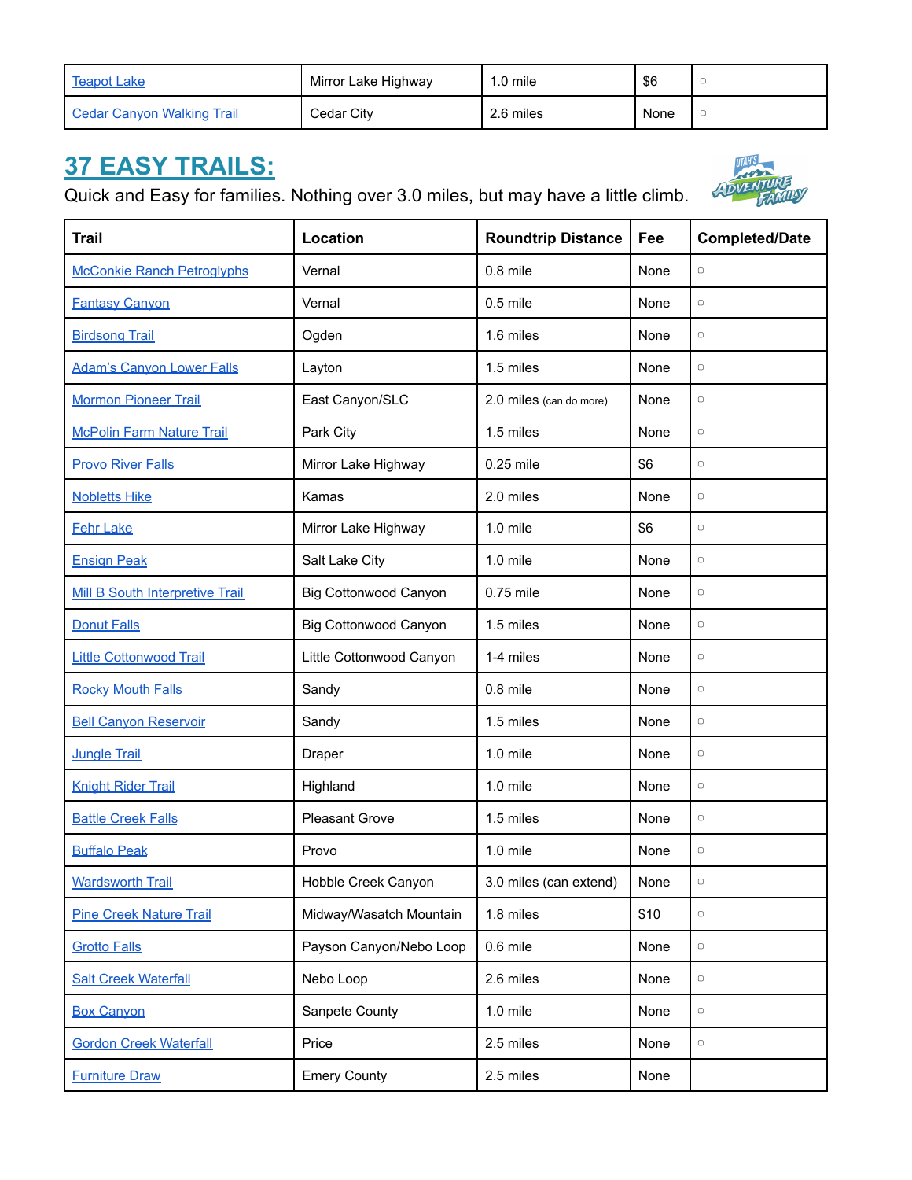| Teapot Lake | Mirror Lake Highway | 1.0 mile | $6 | ▢ |
|---|---|---|---|---|
| Cedar Canyon Walking Trail | Cedar City | 2.6 miles | None | ▢ |

## 37 EASY TRAILS:

Quick and Easy for families. Nothing over 3.0 miles, but may have a little climb.

| Trail | Location | Roundtrip Distance | Fee | Completed/Date |
|---|---|---|---|---|
| McConkie Ranch Petroglyphs | Vernal | 0.8 mile | None | ▢ |
| Fantasy Canyon | Vernal | 0.5 mile | None | ▢ |
| Birdsong Trail | Ogden | 1.6 miles | None | ▢ |
| Adam's Canyon Lower Falls | Layton | 1.5 miles | None | ▢ |
| Mormon Pioneer Trail | East Canyon/SLC | 2.0 miles (can do more) | None | ▢ |
| McPolin Farm Nature Trail | Park City | 1.5 miles | None | ▢ |
| Provo River Falls | Mirror Lake Highway | 0.25 mile | $6 | ▢ |
| Nobletts Hike | Kamas | 2.0 miles | None | ▢ |
| Fehr Lake | Mirror Lake Highway | 1.0 mile | $6 | ▢ |
| Ensign Peak | Salt Lake City | 1.0 mile | None | ▢ |
| Mill B South Interpretive Trail | Big Cottonwood Canyon | 0.75 mile | None | ▢ |
| Donut Falls | Big Cottonwood Canyon | 1.5 miles | None | ▢ |
| Little Cottonwood Trail | Little Cottonwood Canyon | 1-4 miles | None | ▢ |
| Rocky Mouth Falls | Sandy | 0.8 mile | None | ▢ |
| Bell Canyon Reservoir | Sandy | 1.5 miles | None | ▢ |
| Jungle Trail | Draper | 1.0 mile | None | ▢ |
| Knight Rider Trail | Highland | 1.0 mile | None | ▢ |
| Battle Creek Falls | Pleasant Grove | 1.5 miles | None | ▢ |
| Buffalo Peak | Provo | 1.0 mile | None | ▢ |
| Wardsworth Trail | Hobble Creek Canyon | 3.0 miles (can extend) | None | ▢ |
| Pine Creek Nature Trail | Midway/Wasatch Mountain | 1.8 miles | $10 | ▢ |
| Grotto Falls | Payson Canyon/Nebo Loop | 0.6 mile | None | ▢ |
| Salt Creek Waterfall | Nebo Loop | 2.6 miles | None | ▢ |
| Box Canyon | Sanpete County | 1.0 mile | None | ▢ |
| Gordon Creek Waterfall | Price | 2.5 miles | None | ▢ |
| Furniture Draw | Emery County | 2.5 miles | None | |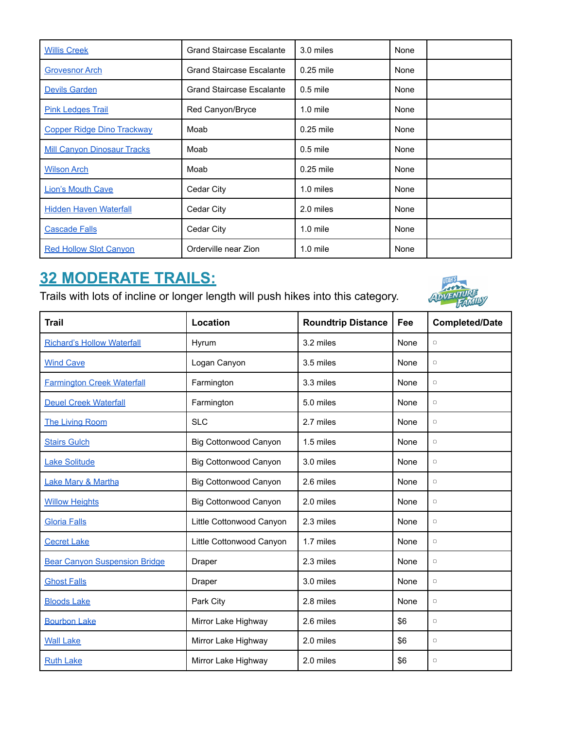| | | | | |
|---|---|---|---|---|
| Willis Creek | Grand Staircase Escalante | 3.0 miles | None | |
| Grovesnor Arch | Grand Staircase Escalante | 0.25 mile | None | |
| Devils Garden | Grand Staircase Escalante | 0.5 mile | None | |
| Pink Ledges Trail | Red Canyon/Bryce | 1.0 mile | None | |
| Copper Ridge Dino Trackway | Moab | 0.25 mile | None | |
| Mill Canyon Dinosaur Tracks | Moab | 0.5 mile | None | |
| Wilson Arch | Moab | 0.25 mile | None | |
| Lion's Mouth Cave | Cedar City | 1.0 miles | None | |
| Hidden Haven Waterfall | Cedar City | 2.0 miles | None | |
| Cascade Falls | Cedar City | 1.0 mile | None | |
| Red Hollow Slot Canyon | Orderville near Zion | 1.0 mile | None | |

## 32 MODERATE TRAILS:

Trails with lots of incline or longer length will push hikes into this category.

| Trail | Location | Roundtrip Distance | Fee | Completed/Date |
|---|---|---|---|---|
| Richard's Hollow Waterfall | Hyrum | 3.2 miles | None | ▢ |
| Wind Cave | Logan Canyon | 3.5 miles | None | ▢ |
| Farmington Creek Waterfall | Farmington | 3.3 miles | None | ▢ |
| Deuel Creek Waterfall | Farmington | 5.0 miles | None | ▢ |
| The Living Room | SLC | 2.7 miles | None | ▢ |
| Stairs Gulch | Big Cottonwood Canyon | 1.5 miles | None | ▢ |
| Lake Solitude | Big Cottonwood Canyon | 3.0 miles | None | ▢ |
| Lake Mary & Martha | Big Cottonwood Canyon | 2.6 miles | None | ▢ |
| Willow Heights | Big Cottonwood Canyon | 2.0 miles | None | ▢ |
| Gloria Falls | Little Cottonwood Canyon | 2.3 miles | None | ▢ |
| Cecret Lake | Little Cottonwood Canyon | 1.7 miles | None | ▢ |
| Bear Canyon Suspension Bridge | Draper | 2.3 miles | None | ▢ |
| Ghost Falls | Draper | 3.0 miles | None | ▢ |
| Bloods Lake | Park City | 2.8 miles | None | ▢ |
| Bourbon Lake | Mirror Lake Highway | 2.6 miles | $6 | ▢ |
| Wall Lake | Mirror Lake Highway | 2.0 miles | $6 | ▢ |
| Ruth Lake | Mirror Lake Highway | 2.0 miles | $6 | ▢ |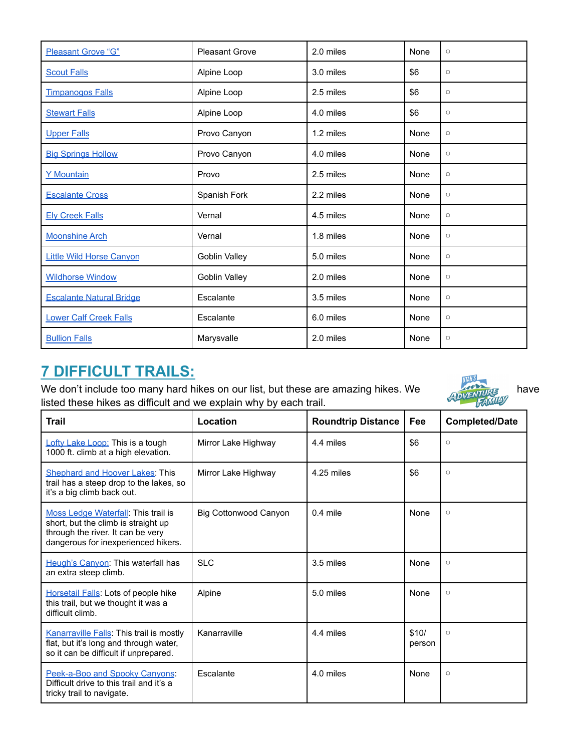| | | | | |
|---|---|---|---|---|
| Pleasant Grove "G" | Pleasant Grove | 2.0 miles | None | ▢ |
| Scout Falls | Alpine Loop | 3.0 miles | $6 | ▢ |
| Timpanogos Falls | Alpine Loop | 2.5 miles | $6 | ▢ |
| Stewart Falls | Alpine Loop | 4.0 miles | $6 | ▢ |
| Upper Falls | Provo Canyon | 1.2 miles | None | ▢ |
| Big Springs Hollow | Provo Canyon | 4.0 miles | None | ▢ |
| Y Mountain | Provo | 2.5 miles | None | ▢ |
| Escalante Cross | Spanish Fork | 2.2 miles | None | ▢ |
| Ely Creek Falls | Vernal | 4.5 miles | None | ▢ |
| Moonshine Arch | Vernal | 1.8 miles | None | ▢ |
| Little Wild Horse Canyon | Goblin Valley | 5.0 miles | None | ▢ |
| Wildhorse Window | Goblin Valley | 2.0 miles | None | ▢ |
| Escalante Natural Bridge | Escalante | 3.5 miles | None | ▢ |
| Lower Calf Creek Falls | Escalante | 6.0 miles | None | ▢ |
| Bullion Falls | Marysvalle | 2.0 miles | None | ▢ |

## 7 DIFFICULT TRAILS:

We don't include too many hard hikes on our list, but these are amazing hikes. We have listed these hikes as difficult and we explain why by each trail.

| Trail | Location | Roundtrip Distance | Fee | Completed/Date |
|---|---|---|---|---|
| Lofty Lake Loop: This is a tough 1000 ft. climb at a high elevation. | Mirror Lake Highway | 4.4 miles | $6 | ▢ |
| Shephard and Hoover Lakes: This trail has a steep drop to the lakes, so it's a big climb back out. | Mirror Lake Highway | 4.25 miles | $6 | ▢ |
| Moss Ledge Waterfall: This trail is short, but the climb is straight up through the river. It can be very dangerous for inexperienced hikers. | Big Cottonwood Canyon | 0.4 mile | None | ▢ |
| Heugh's Canyon: This waterfall has an extra steep climb. | SLC | 3.5 miles | None | ▢ |
| Horsetail Falls: Lots of people hike this trail, but we thought it was a difficult climb. | Alpine | 5.0 miles | None | ▢ |
| Kanarraville Falls: This trail is mostly flat, but it's long and through water, so it can be difficult if unprepared. | Kanarraville | 4.4 miles | $10/ person | ▢ |
| Peek-a-Boo and Spooky Canyons: Difficult drive to this trail and it's a tricky trail to navigate. | Escalante | 4.0 miles | None | ▢ |